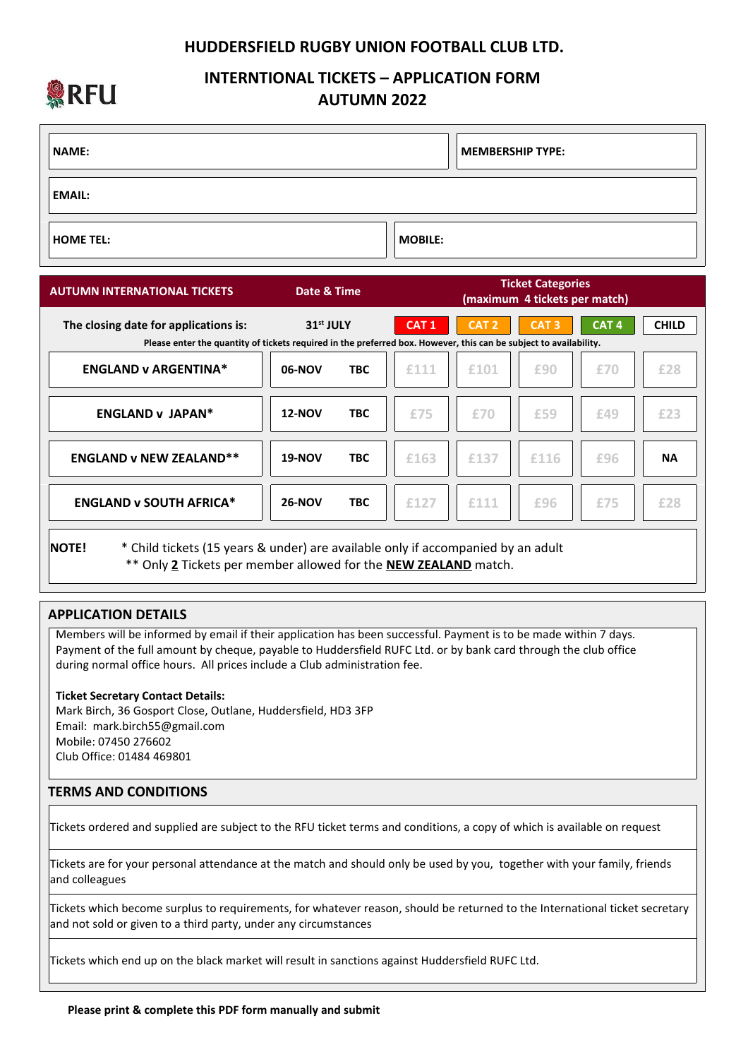# HUDDERSFIELD RUGBY UNION FOOTBALL CLUB LTD.

## INTERNTIONAL TICKETS – APPLICATION FORM
## AUTUMN 2022

| NAME: | MEMBERSHIP TYPE: |
|---|---|
| EMAIL: | |
| HOME TEL: | MOBILE: |

| AUTUMN INTERNATIONAL TICKETS | Date & Time | | Ticket Categories (maximum 4 tickets per match) | | | | |
|---|---|---|---|---|---|---|---|
| The closing date for applications is: | 31st JULY | | CAT 1 | CAT 2 | CAT 3 | CAT 4 | CHILD |
| **ENGLAND v ARGENTINA*** | 06-NOV | TBC | £111 | £101 | £90 | £70 | £28 |
| **ENGLAND v JAPAN*** | 12-NOV | TBC | £75 | £70 | £59 | £49 | £23 |
| **ENGLAND v NEW ZEALAND**** | 19-NOV | TBC | £163 | £137 | £116 | £96 | NA |
| **ENGLAND v SOUTH AFRICA*** | 26-NOV | TBC | £127 | £111 | £96 | £75 | £28 |

Please enter the quantity of tickets required in the preferred box. However, this can be subject to availability.

**NOTE!** * Child tickets (15 years & under) are available only if accompanied by an adult
** Only **2** Tickets per member allowed for the **NEW ZEALAND** match.

## APPLICATION DETAILS

Members will be informed by email if their application has been successful. Payment is to be made within 7 days. Payment of the full amount by cheque, payable to Huddersfield RUFC Ltd. or by bank card through the club office during normal office hours. All prices include a Club administration fee.

**Ticket Secretary Contact Details:**
Mark Birch, 36 Gosport Close, Outlane, Huddersfield, HD3 3FP
Email: mark.birch55@gmail.com
Mobile: 07450 276602
Club Office: 01484 469801

## TERMS AND CONDITIONS

Tickets ordered and supplied are subject to the RFU ticket terms and conditions, a copy of which is available on request

Tickets are for your personal attendance at the match and should only be used by you, together with your family, friends and colleagues

Tickets which become surplus to requirements, for whatever reason, should be returned to the International ticket secretary and not sold or given to a third party, under any circumstances

Tickets which end up on the black market will result in sanctions against Huddersfield RUFC Ltd.

**Please print & complete this PDF form manually and submit**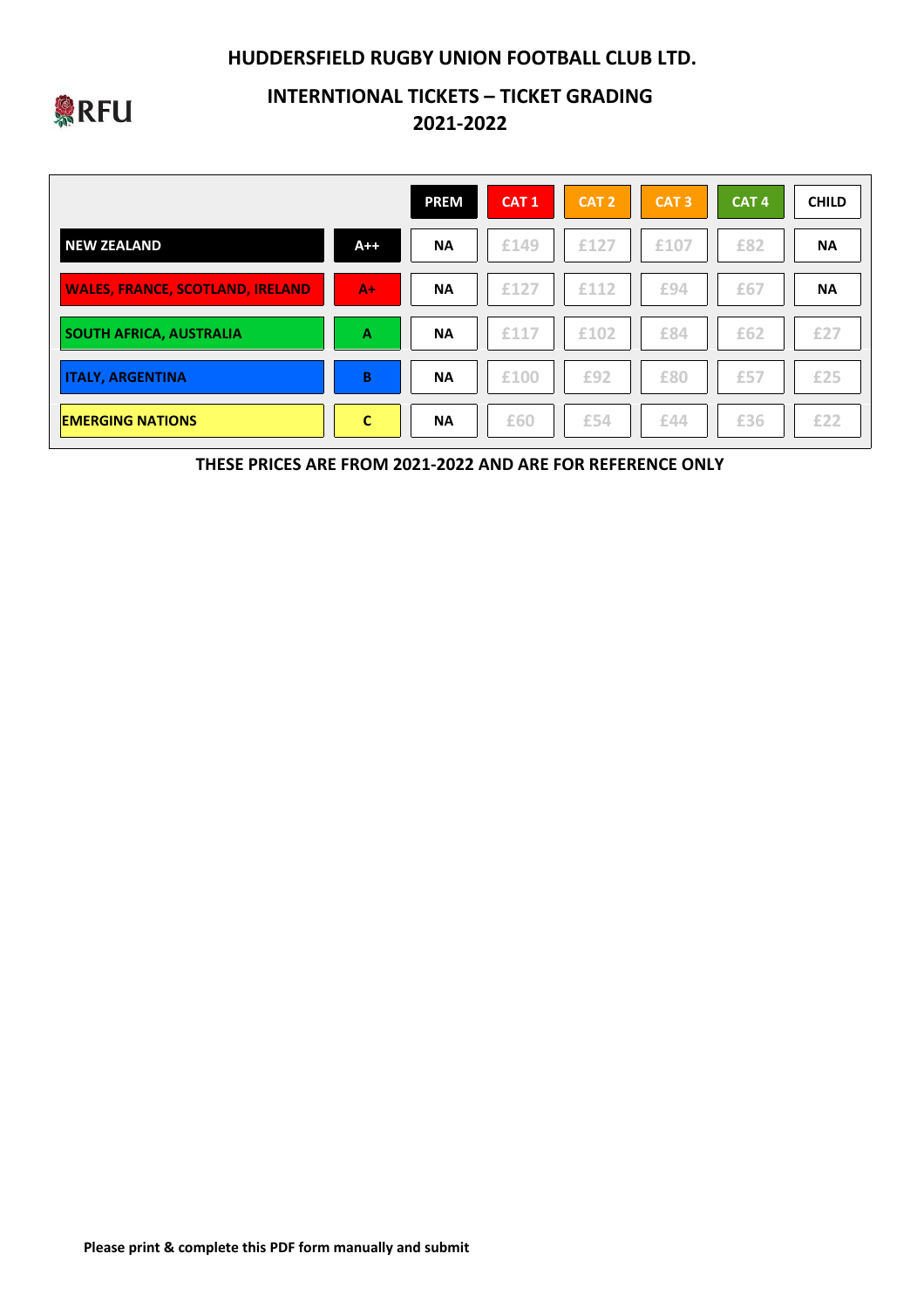## HUDDERSFIELD RUGBY UNION FOOTBALL CLUB LTD.

## INTERNTIONAL TICKETS – TICKET GRADING 2021-2022

| | | PREM | CAT 1 | CAT 2 | CAT 3 | CAT 4 | CHILD |
|---|---|---|---|---|---|---|---|
| NEW ZEALAND | A++ | NA | £149 | £127 | £107 | £82 | NA |
| WALES, FRANCE, SCOTLAND, IRELAND | A+ | NA | £127 | £112 | £94 | £67 | NA |
| SOUTH AFRICA, AUSTRALIA | A | NA | £117 | £102 | £84 | £62 | £27 |
| ITALY, ARGENTINA | B | NA | £100 | £92 | £80 | £57 | £25 |
| EMERGING NATIONS | C | NA | £60 | £54 | £44 | £36 | £22 |

**THESE PRICES ARE FROM 2021-2022 AND ARE FOR REFERENCE ONLY**

**Please print & complete this PDF form manually and submit**